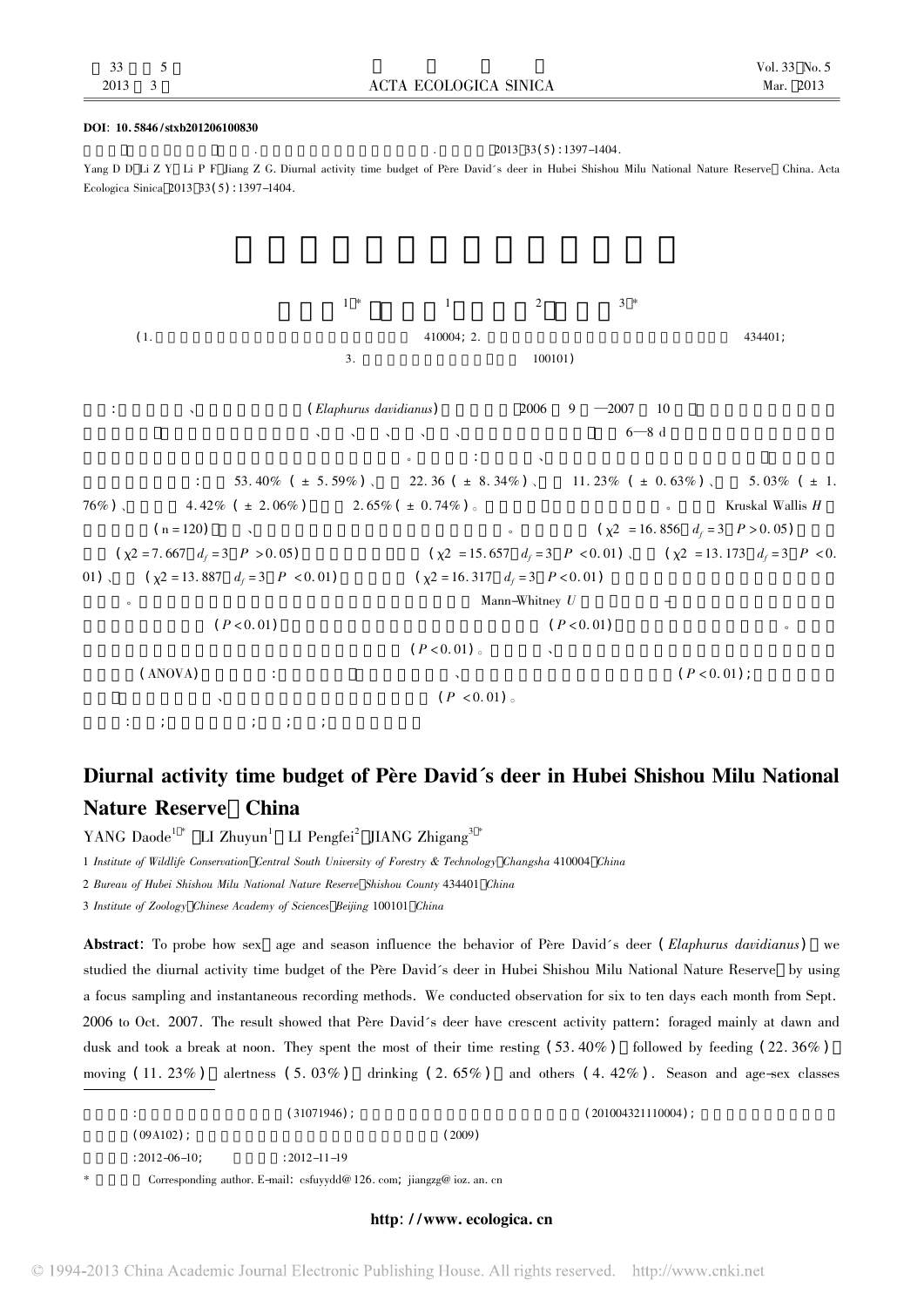DOI: 10.5846/stxb201206100830

2013 33(5):1397-1404.

Yang D D, Li Z Y, Li P F, Jiang Z G. Diurnal activity time budget of Père David's deer in Hubei Shishou Milu National Nature Reserve, China. Acta Ecologica Sinica, 2013, 33(5): 1397-1404.

(1. 410004; 2. 434401; 3. 100101)

(*Elaphurus davidianus*) 2006 9 —2007 10

6—8 d

53.40% (±5.59%)、22.36 (±8.34%)、11.23% (±0.63%)、5.03% (±1.76%)、4.42% (±2.06%) 2.65% (±0.74%)。Kruskal Wallis *H* (n=120)

($\chi 2=16.856$, $d_f=3$, $P>0.05$) ($\chi 2=7.667$, $d_f=3$, $P>0.05$) ($\chi 2=15.657$, $d_f=3$, $P<0.01$)、($\chi 2=13.173$, $d_f=3$, $P<0.01$)、($\chi 2=13.887$, $d_f=3$, $P<0.01$) ($\chi 2=16.317$, $d_f=3$, $P<0.01$)

Mann-Whitney *U* ($P<0.01$) ($P<0.01$) ($P<0.01$)。

(ANOVA) ($P<0.01$); ($P<0.01$)。

# Diurnal activity time budget of Père David's deer in Hubei Shishou Milu National Nature Reserve, China

YANG Daode[1,*], LI Zhuyun[1], LI Pengfei[2], JIANG Zhigang[3,*]

1 *Institute of Wildlife Conservation, Central South University of Forestry & Technology, Changsha 410004, China*

2 *Bureau of Hubei Shishou Milu National Nature Reserve, Shishou County 434401, China*

3 *Institute of Zoology, Chinese Academy of Sciences, Beijing 100101, China*

**Abstract**: To probe how sex, age and season influence the behavior of Père David's deer (*Elaphurus davidianus*), we studied the diurnal activity time budget of the Père David's deer in Hubei Shishou Milu National Nature Reserve, by using a focus sampling and instantaneous recording methods. We conducted observation for six to ten days each month from Sept. 2006 to Oct. 2007. The result showed that Père David's deer have crescent activity pattern: foraged mainly at dawn and dusk and took a break at noon. They spent the most of their time resting (53.40%), followed by feeding (22.36%), moving (11.23%), alertness (5.03%), drinking (2.65%), and others (4.42%). Season and age-sex classes

(31071946); (201004321110004); (09A102); (2009)

:2012-06-10; :2012-11-19

\* Corresponding author. E-mail: csfuyydd@126.com; jiangzg@ioz.ac.cn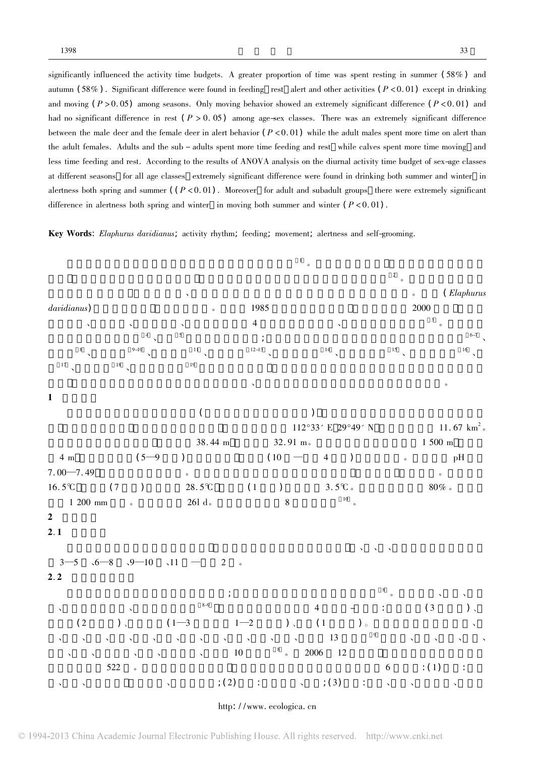significantly influenced the activity time budgets. A greater proportion of time was spent resting in summer (58%) and autumn (58%). Significant difference were found in feeding rest alert and other activities ($P < 0.01$) except in drinking and moving ($P > 0.05$) among seasons. Only moving behavior showed an extremely significant difference ($P < 0.01$) and had no significant difference in rest ($P > 0.05$) among age-sex classes. There was an extremely significant difference between the male deer and the female deer in alert behavior ($P < 0.01$) while the adult males spent more time on alert than the adult females. Adults and the sub-adults spent more time feeding and rest while calves spent more time moving and less time feeding and rest. According to the results of ANOVA analysis on the diurnal activity time budget of sex-age classes at different seasons for all age classes extremely significant difference were found in drinking both summer and winter in alertness both spring and summer (($P < 0.01$). Moreover for adult and subadult groups there were extremely significant difference in alertness both spring and winter in moving both summer and winter ($P < 0.01$).

**Key Words**: *Elaphurus davidianus*; activity rhythm; feeding; movement; alertness and self-grooming.

[1]。 [2]。 、 。 (*Elaphurus davidianus*) 。 1985 2000 、 、 、 4 、 [3]。 [4]、 [5] ; [6-7]、 [8]、 [9-10]、 [11]、 [12-13]、 [14]、 [15]、 [16]、 [17]、 [18]、 [19] 、 。

## 1

( ) 112°33′ E 29°49′ N 11.67 km²。 38.44 m 32.91 m。 1 500 m 4 m (5—9 ) (10 — 4 ) 。 pH 7.00—7.49 。 。 16.5℃ (7 ) 28.5℃ (1 ) 3.5℃。 80%。 1 200 mm 。 261 d。 8 [10]。

## 2

### 2.1

、 、 、 3—5 、6—8 、9—10 、11 — 2 。

### 2.2

; [8]。 、 、 、 、 [8-9] 4 - : (3 )、 (2 )、 (1—3 1—2 )、 (1 )。 、 、 、 、 、 、 、 、 、 、 、 、 13 [9] 、 、 、 、 、 、 、 、 、 、 10 [8]。 2006 12 522 。 6 : (1) : 、 、 、 ; (2) : 、 ; (3) : 、 、 、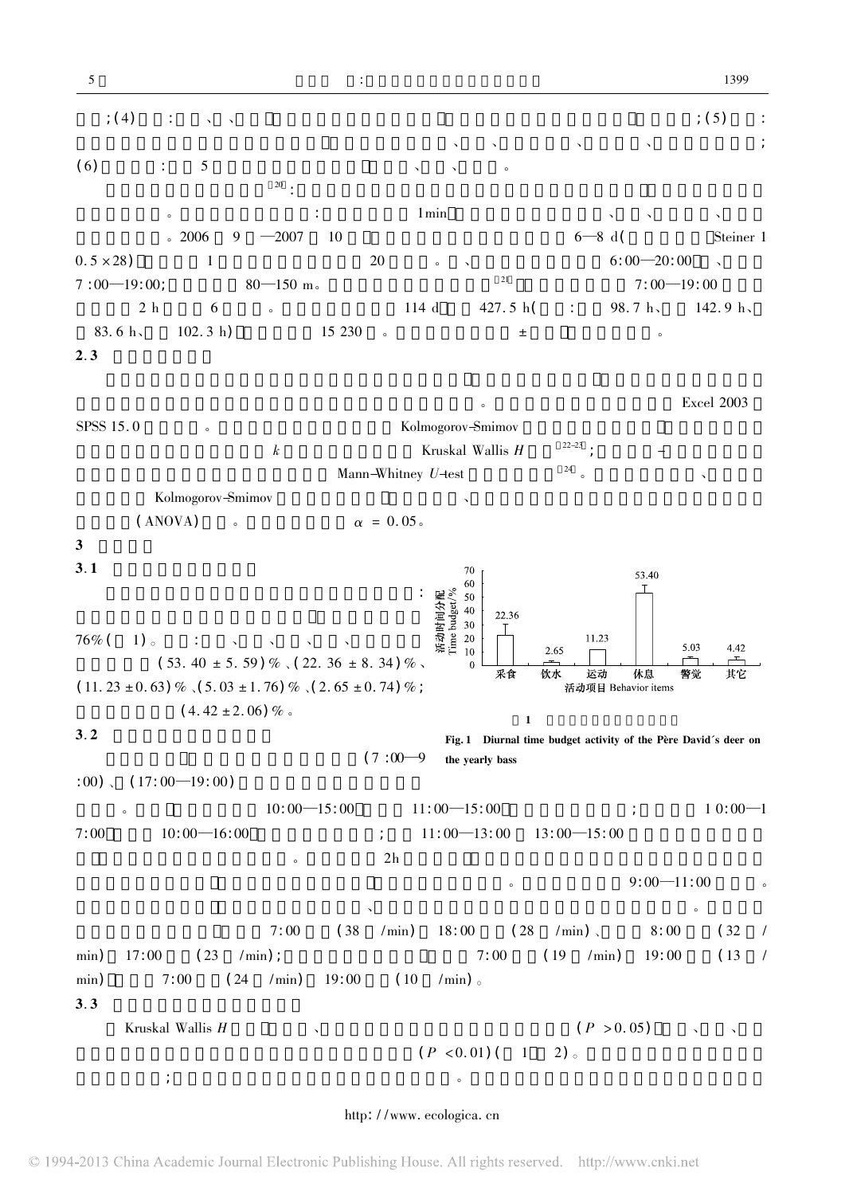;(4) : 、 、 ;(5) :
、 、 、 、 ;
(6) : 5 、 、 。

[20]:

。 : 1min 、 、 、

。2006 9 —2007 10 6—8 d( Steiner 1
0.5×28) 1 20 。 、 6:00—20:00 、
7:00—19:00; 80—150 m。 [21] 7:00—19:00
2 h 6 。 114 d 427.5 h( : 98.7 h、 142.9 h、
83.6 h、 102.3 h) 15 230 。 ± 。

## 2.3

。 Excel 2003
SPSS 15.0 。 Kolmogorov-Smimov
$k$ Kruskal Wallis $H$ [22-23]; -
Mann-Whitney $U$-test [24]。 、
Kolmogorov-Smimov 、
(ANOVA) 。 $\alpha = 0.05$。

# 3

## 3.1

:

76%( 1)。 : 、 、 、 、
(53.40 ± 5.59)%、(22.36 ± 8.34)%、
(11.23 ± 0.63)%、(5.03 ± 1.76)%、(2.65 ± 0.74)%;
(4.42 ± 2.06)%。

| 活动项目 Behavior items | 采食 | 饮水 | 运动 | 休息 | 警觉 | 其它 |
| --- | --- | --- | --- | --- | --- | --- |
| 活动时间分配 Time budget/% | 22.36 | 2.65 | 11.23 | 53.40 | 5.03 | 4.42 |

图 1

Fig. 1 Diurnal time budget activity of the Père David's deer on the yearly bass

## 3.2

(7:00—9:00)、(17:00—19:00)

。 10:00—15:00 11:00—15:00 ; 10:00—17:00 10:00—16:00 ; 11:00—13:00 13:00—15:00
。 2h
。 9:00—11:00 。
、 。
7:00 (38 /min) 18:00 (28 /min)、 8:00 (32 /min) 17:00 (23 /min); 7:00 (19 /min) 19:00 (13 /min) 7:00 (24 /min) 19:00 (10 /min)。

## 3.3

Kruskal Wallis $H$ 、 ($P > 0.05$) 、 、
($P < 0.01$)( 1 2)。
; 。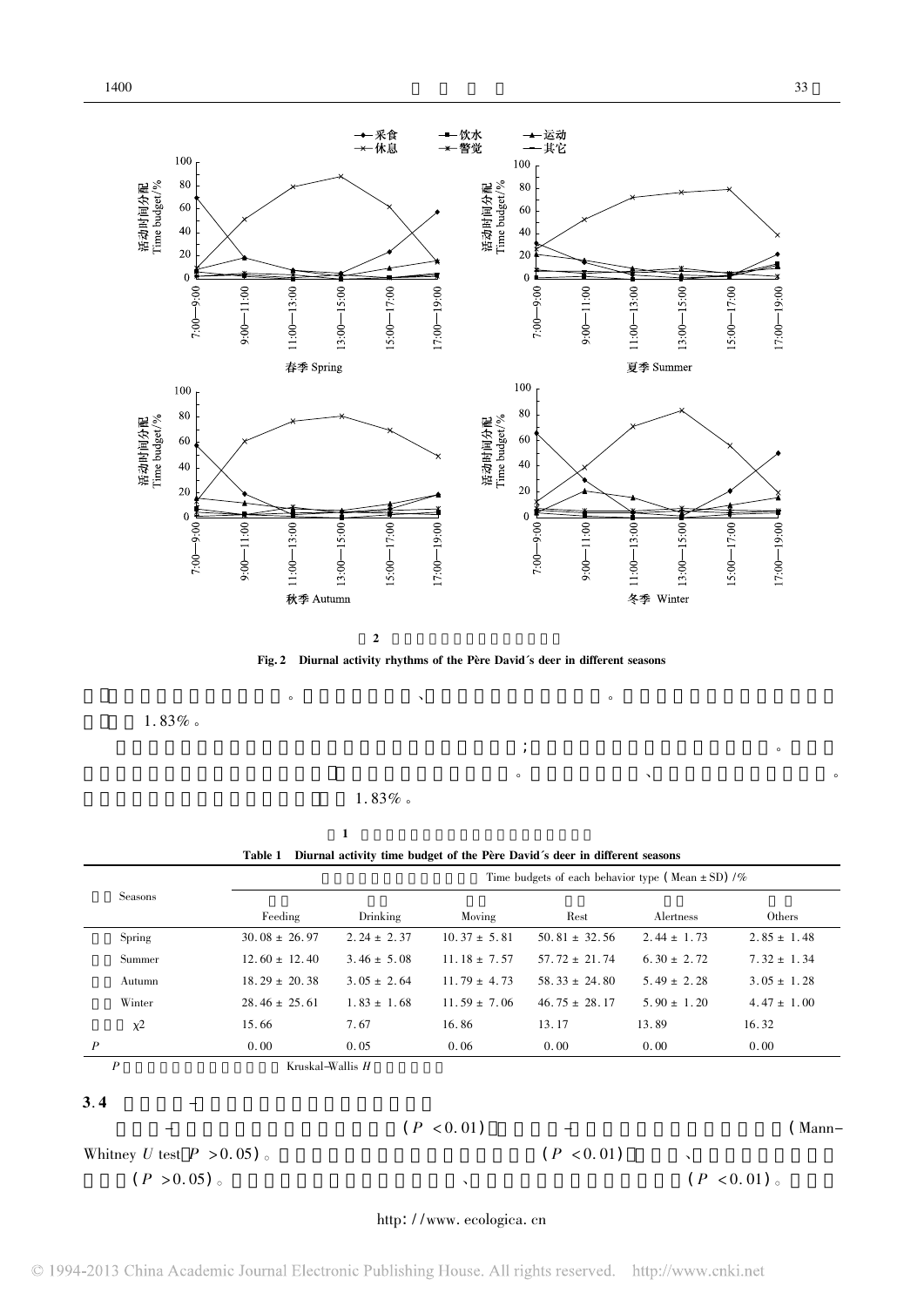Fig. 2 Diurnal activity rhythms of the Père David´s deer in different seasons

1.83%。

1.83%。

Table 1 Diurnal activity time budget of the Père David´s deer in different seasons

| Seasons | Time budgets of each behavior type (Mean ± SD) /% | | | | | |
|---|---|---|---|---|---|---|
| | Feeding | Drinking | Moving | Rest | Alertness | Others |
| Spring | 30.08 ± 26.97 | 2.24 ± 2.37 | 10.37 ± 5.81 | 50.81 ± 32.56 | 2.44 ± 1.73 | 2.85 ± 1.48 |
| Summer | 12.60 ± 12.40 | 3.46 ± 5.08 | 11.18 ± 7.57 | 57.72 ± 21.74 | 6.30 ± 2.72 | 7.32 ± 1.34 |
| Autumn | 18.29 ± 20.38 | 3.05 ± 2.64 | 11.79 ± 4.73 | 58.33 ± 24.80 | 5.49 ± 2.28 | 3.05 ± 1.28 |
| Winter | 28.46 ± 25.61 | 1.83 ± 1.68 | 11.59 ± 7.06 | 46.75 ± 28.17 | 5.90 ± 1.20 | 4.47 ± 1.00 |
| $\chi^2$ | 15.66 | 7.67 | 16.86 | 13.17 | 13.89 | 16.32 |
| $P$ | 0.00 | 0.05 | 0.06 | 0.00 | 0.00 | 0.00 |

$P$ Kruskal-Wallis $H$

### 3.4 –

– ($P < 0.01$) – (Mann-Whitney $U$ test $P > 0.05$)。 ($P < 0.01$) 、 ($P > 0.05$)。 、 ($P < 0.01$)。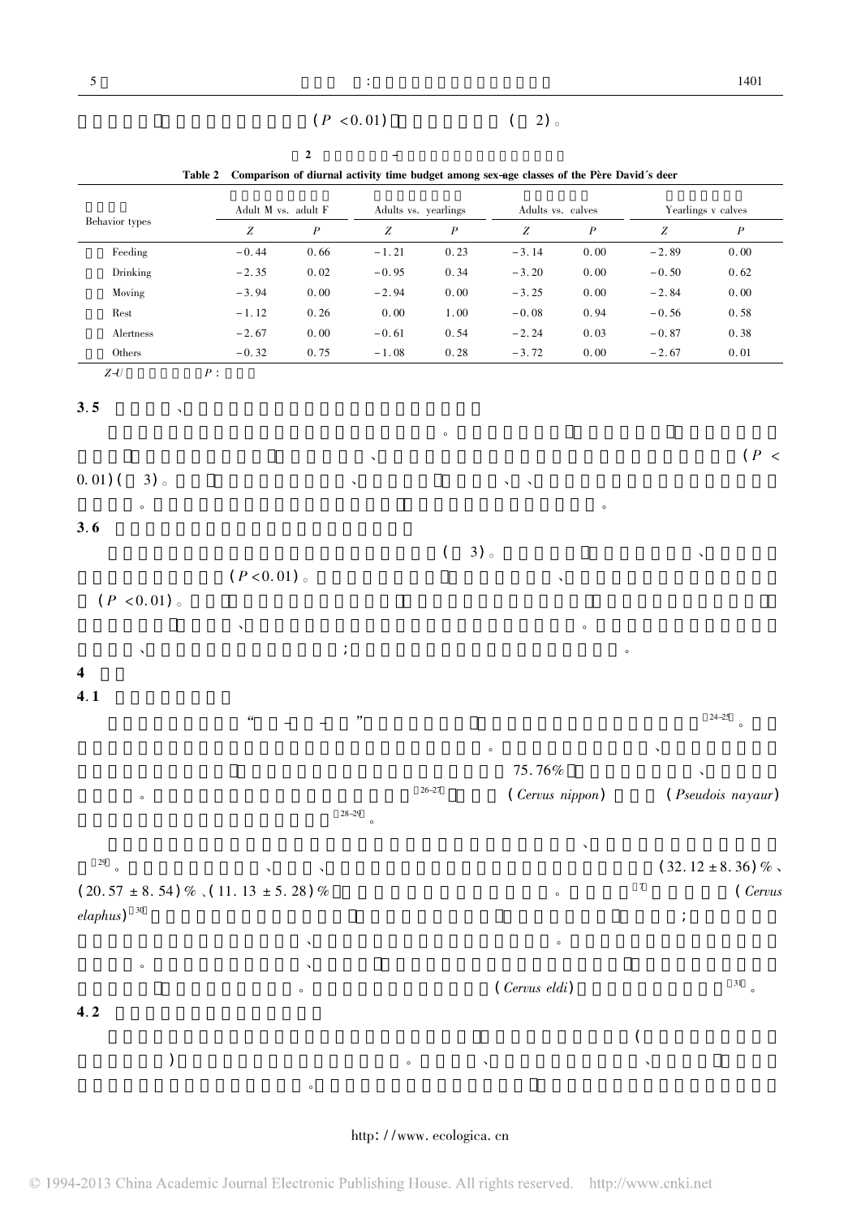(P <0.01)( 2)。

**Table 2 Comparison of diurnal activity time budget among sex-age classes of the Père David's deer**

| Behavior types | Adult M vs. adult F | | Adults vs. yearlings | | Adults vs. calves | | Yearlings v calves | |
|---|---|---|---|---|---|---|---|---|
| | Z | P | Z | P | Z | P | Z | P |
| Feeding | −0.44 | 0.66 | −1.21 | 0.23 | −3.14 | 0.00 | −2.89 | 0.00 |
| Drinking | −2.35 | 0.02 | −0.95 | 0.34 | −3.20 | 0.00 | −0.50 | 0.62 |
| Moving | −3.94 | 0.00 | −2.94 | 0.00 | −3.25 | 0.00 | −2.84 | 0.00 |
| Rest | −1.12 | 0.26 | 0.00 | 1.00 | −0.08 | 0.94 | −0.56 | 0.58 |
| Alertness | −2.67 | 0.00 | −0.61 | 0.54 | −2.24 | 0.03 | −0.87 | 0.38 |
| Others | −0.32 | 0.75 | −1.08 | 0.28 | −3.72 | 0.00 | −2.67 | 0.01 |

Z-U P:

### 3.5 、

。

、(P < 0.01)( 3)。、、、

。。

### 3.6

( 3)。、

(P <0.01)。、

(P <0.01)。

、。

、;。

## 4

### 4.1

"− −"[24-25]。

。、

75.76%、

。[26-27] (*Cervus nippon*) (*Pseudois nayaur*)

[28-29]。

、

[29]。、、(32.12 ± 8.36)%、

(20.57 ± 8.54)%、(11.13 ± 5.28)%。[7] (*Cervus elaphus*)[30] ;

、。

。、

。(*Cervus eldi*)[31]。

### 4.2

(

)。、、

。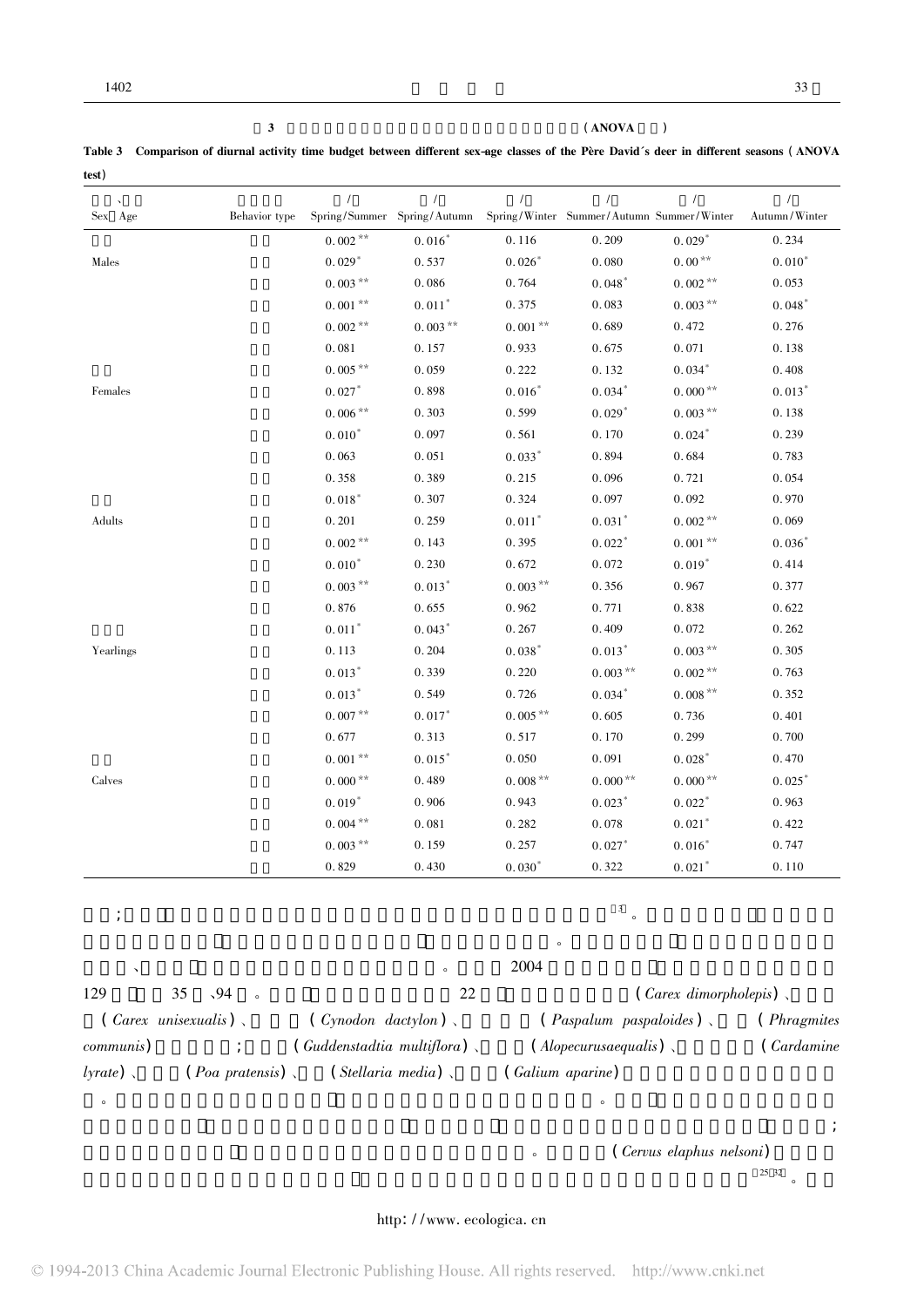3 ( ANOVA )

Table 3 Comparison of diurnal activity time budget between different sex-age classes of the Père David's deer in different seasons (ANOVA test)

| 、 Sex Age | Behavior type | / Spring/Summer | / Spring/Autumn | / Spring/Winter | / Summer/Autumn | / Summer/Winter | / Autumn/Winter |
|---|---|---|---|---|---|---|---|
| | | 0.002** | 0.016* | 0.116 | 0.209 | 0.029* | 0.234 |
| Males | | 0.029* | 0.537 | 0.026* | 0.080 | 0.00** | 0.010* |
| | | 0.003** | 0.086 | 0.764 | 0.048* | 0.002** | 0.053 |
| | | 0.001** | 0.011* | 0.375 | 0.083 | 0.003** | 0.048* |
| | | 0.002** | 0.003** | 0.001** | 0.689 | 0.472 | 0.276 |
| | | 0.081 | 0.157 | 0.933 | 0.675 | 0.071 | 0.138 |
| | | 0.005** | 0.059 | 0.222 | 0.132 | 0.034* | 0.408 |
| Females | | 0.027* | 0.898 | 0.016* | 0.034* | 0.000** | 0.013* |
| | | 0.006** | 0.303 | 0.599 | 0.029* | 0.003** | 0.138 |
| | | 0.010* | 0.097 | 0.561 | 0.170 | 0.024* | 0.239 |
| | | 0.063 | 0.051 | 0.033* | 0.894 | 0.684 | 0.783 |
| | | 0.358 | 0.389 | 0.215 | 0.096 | 0.721 | 0.054 |
| | | 0.018* | 0.307 | 0.324 | 0.097 | 0.092 | 0.970 |
| Adults | | 0.201 | 0.259 | 0.011* | 0.031* | 0.002** | 0.069 |
| | | 0.002** | 0.143 | 0.395 | 0.022* | 0.001** | 0.036* |
| | | 0.010* | 0.230 | 0.672 | 0.072 | 0.019* | 0.414 |
| | | 0.003** | 0.013* | 0.003** | 0.356 | 0.967 | 0.377 |
| | | 0.876 | 0.655 | 0.962 | 0.771 | 0.838 | 0.622 |
| | | 0.011* | 0.043* | 0.267 | 0.409 | 0.072 | 0.262 |
| Yearlings | | 0.113 | 0.204 | 0.038* | 0.013* | 0.003** | 0.305 |
| | | 0.013* | 0.339 | 0.220 | 0.003** | 0.002** | 0.763 |
| | | 0.013* | 0.549 | 0.726 | 0.034* | 0.008** | 0.352 |
| | | 0.007** | 0.017* | 0.005** | 0.605 | 0.736 | 0.401 |
| | | 0.677 | 0.313 | 0.517 | 0.170 | 0.299 | 0.700 |
| | | 0.001** | 0.015* | 0.050 | 0.091 | 0.028* | 0.470 |
| Calves | | 0.000** | 0.489 | 0.008** | 0.000** | 0.000** | 0.025* |
| | | 0.019* | 0.906 | 0.943 | 0.023* | 0.022* | 0.963 |
| | | 0.004** | 0.081 | 0.282 | 0.078 | 0.021* | 0.422 |
| | | 0.003** | 0.159 | 0.257 | 0.027* | 0.016* | 0.747 |
| | | 0.829 | 0.430 | 0.030* | 0.322 | 0.021* | 0.110 |

；[3]。

。

、。2004

129 35 、94 。 22 (*Carex dimorpholepis*)、(*Carex unisexualis*)、(*Cynodon dactylon*)、(*Paspalum paspaloides*)、(*Phragmites communis*)；(*Guddenstadtia multiflora*)、(*Alopecurusaequalis*)、(*Cardamine lyrate*)、(*Poa pratensis*)、(*Stellaria media*)、(*Galium aparine*)

。。

；

。(*Cervus elaphus nelsoni*)

[25,32]。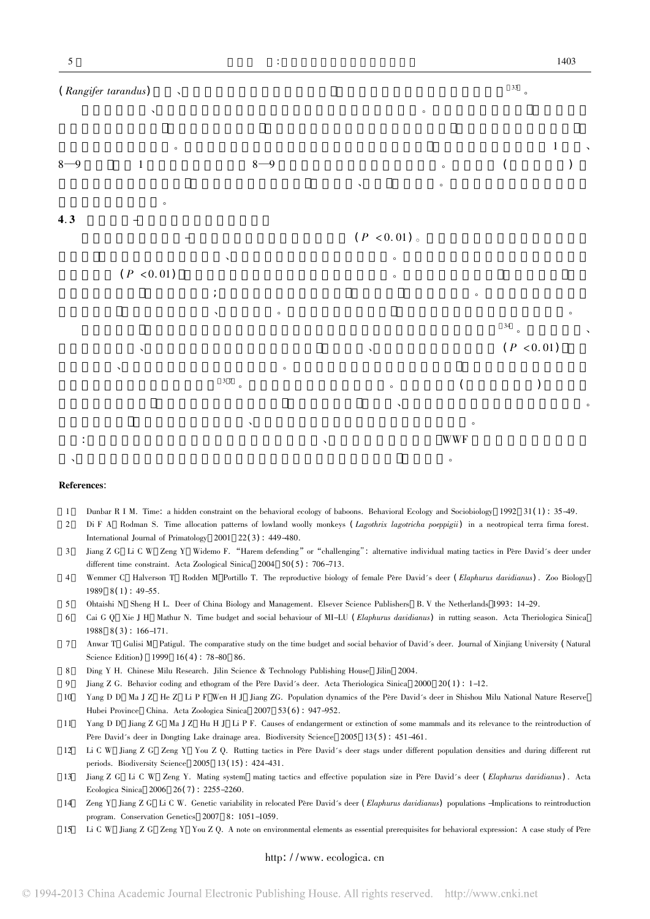(*Rangifer tarandus*)、[33]。

、。

。1、8—9 1 8—9 。( )

、。

。

### 4.3 –

– ($P < 0.01$)。

、。

($P < 0.01$) 。

; 。

、。。

[34]。、

、、($P < 0.01$)

、。

[37]。。( )

、。

、。

:、WWF

、。

**References**:

[1] Dunbar R I M. Time: a hidden constraint on the behavioral ecology of baboons. Behavioral Ecology and Sociobiology, 1992, 31(1): 35–49.

[2] Di F A, Rodman S. Time allocation patterns of lowland woolly monkeys (*Lagothrix lagotricha poeppigii*) in a neotropical terra firma forest. International Journal of Primatology, 2001, 22(3): 449–480.

[3] Jiang Z G, Li C W, Zeng Y, Widemo F. "Harem defending" or "challenging": alternative individual mating tactics in Père David's deer under different time constraint. Acta Zoological Sinica, 2004, 50(5): 706–713.

[4] Wemmer C, Halverson T, Rodden M, Portillo T. The reproductive biology of female Père David's deer (*Elaphurus davidianus*). Zoo Biology, 1989, 8(1): 49–55.

[5] Ohtaishi N, Sheng H L. Deer of China Biology and Management. Elsever Science Publishers, B. V the Netherlands, 1993: 14–29.

[6] Cai G Q, Xie J H, Mathur N. Time budget and social behaviour of MI–LU (*Elaphurus davidianus*) in rutting season. Acta Theriologica Sinica, 1988, 8(3): 166–171.

[7] Anwar T, Gulisi M, Patigul. The comparative study on the time budget and social behavior of David's deer. Journal of Xinjiang University (Natural Science Edition), 1999, 16(4): 78–80, 86.

[8] Ding Y H. Chinese Milu Research. Jilin Science & Technology Publishing House, Jilin, 2004.

[9] Jiang Z G. Behavior coding and ethogram of the Père David's deer. Acta Theriologica Sinica, 2000, 20(1): 1–12.

[10] Yang D D, Ma J Z, He Z, Li P F, Wen H J, Jiang ZG. Population dynamics of the Père David's deer in Shishou Milu National Nature Reserve, Hubei Province, China. Acta Zoologica Sinica, 2007, 53(6): 947–952.

[11] Yang D D, Jiang Z G, Ma J Z, Hu H J, Li P F. Causes of endangerment or extinction of some mammals and its relevance to the reintroduction of Père David's deer in Dongting Lake drainage area. Biodiversity Science, 2005, 13(5): 451–461.

[12] Li C W, Jiang Z G, Zeng Y, You Z Q. Rutting tactics in Père David's deer stags under different population densities and during different rut periods. Biodiversity Science, 2005, 13(5): 424–431.

[13] Jiang Z G, Li C W, Zeng Y. Mating system, mating tactics and effective population size in Père David's deer (*Elaphurus davidianus*). Acta Ecologica Sinica, 2006, 26(7): 2255–2260.

[14] Zeng Y, Jiang Z G, Li C W. Genetic variability in relocated Père David's deer (*Elaphurus davidianus*) populations –Implications to reintroduction program. Conservation Genetics, 2007, 8: 1051–1059.

[15] Li C W, Jiang Z G, Zeng Y, You Z Q. A note on environmental elements as essential prerequisites for behavioral expression: A case study of Père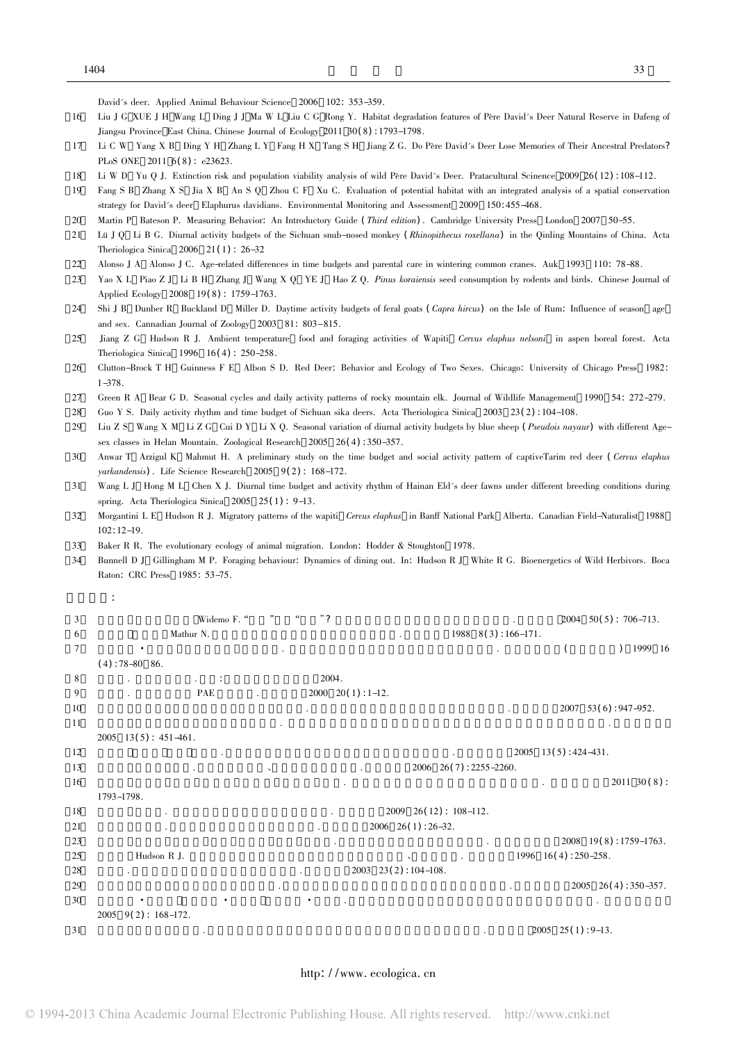David's deer. Applied Animal Behaviour Science 2006 102: 353–359.

[16] Liu J G XUE J H Wang L Ding J J Ma W L Liu C G Rong Y. Habitat degradation features of Père David's Deer Natural Reserve in Dafeng of Jiangsu Province East China. Chinese Journal of Ecology 2011 30(8): 1793–1798.

[17] Li C W Yang X B Ding Y H Zhang L Y Fang H X Tang S H Jiang Z G. Do Père David's Deer Lose Memories of Their Ancestral Predators? PLoS ONE 2011 6(8): e23623.

[18] Li W D Yu Q J. Extinction risk and population viability analysis of wild Père David's Deer. Pratacultural Scinence 2009 26(12): 108–112.

[19] Fang S B Zhang X S Jia X B An S Q Zhou C F Xu C. Evaluation of potential habitat with an integrated analysis of a spatial conservation strategy for David's deer Elaphurus davidians. Environmental Monitoring and Assessment 2009 150: 455–468.

[20] Martin P Bateson P. Measuring Behavior: An Introductory Guide (*Third edition*). Cambridge University Press London 2007 50–55.

[21] Lü J Q Li B G. Diurnal activity budgets of the Sichuan snub-nosed monkey (*Rhinopithecus roxellana*) in the Qinling Mountains of China. Acta Theriologica Sinica 2006 21(1): 26–32

[22] Alonso J A Alonso J C. Age-related differences in time budgets and parental care in wintering common cranes. Auk 1993 110: 78–88.

[23] Yao X L Piao Z J Li B H Zhang J Wang X Q YE J Hao Z Q. *Pinus koraiensis* seed consumption by rodents and birds. Chinese Journal of Applied Ecology 2008 19(8): 1759–1763.

[24] Shi J B Dunber R Buckland D Miller D. Daytime activity budgets of feral goats (*Capra hircus*) on the Isle of Rum: Influence of season age and sex. Cannadian Journal of Zoology 2003 81: 803–815.

[25] Jiang Z G Hudson R J. Ambient temperature food and foraging activities of Wapiti *Cervus elaphus nelsoni* in aspen boreal forest. Acta Theriologica Sinica 1996 16(4): 250–258.

[26] Clutton-Brock T H Guinness F E Albon S D. Red Deer: Behavior and Ecology of Two Sexes. Chicago: University of Chicago Press 1982: 1–378.

[27] Green R A Bear G D. Seasonal cycles and daily activity patterns of rocky mountain elk. Journal of Wildlife Management 1990 54: 272–279.

[28] Guo Y S. Daily activity rhythm and time budget of Sichuan sika deers. Acta Theriologica Sinica 2003 23(2): 104–108.

[29] Liu Z S Wang X M Li Z G Cui D Y Li X Q. Seasonal variation of diurnal activity budgets by blue sheep (*Pseudois nayaur*) with different Age-sex classes in Helan Mountain. Zoological Research 2005 26(4): 350–357.

[30] Anwar T Arzigul K Mahmut H. A preliminary study on the time budget and social activity pattern of captiveTarim red deer (*Cervus elaphus yarkandensis*). Life Science Research 2005 9(2): 168–172.

[31] Wang L J Hong M L Chen X J. Diurnal time budget and activity rhythm of Hainan Eld's deer fawns under different breeding conditions during spring. Acta Theriologica Sinica 2005 25(1): 9–13.

[32] Morgantini L E Hudson R J. Migratory patterns of the wapiti *Cervus elaphus* in Banff National Park Alberta. Canadian Field-Naturalist 1988 102: 12–19.

[33] Baker R R. The evolutionary ecology of animal migration. London: Hodder & Stoughton 1978.

[34] Bunnell D J Gillingham M P. Foraging behaviour: Dynamics of dining out. In: Hudson R J White R G. Bioenergetics of Wild Herbivors. Boca Raton: CRC Press 1985: 53–75.

:

[3] Widemo F. " " " "? . 2004 50(5): 706–713.

[6] Mathur N. . 1988 8(3): 166–171.

[7] • . . ( ) 1999 16 (4): 78–80 86.

[8] . . : 2004.

[9] . PAE . 2000 20(1): 1–12.

[10] . . 2007 53(6): 947–952.

[11] . . 2005 13(5): 451–461.

[12] . . 2005 13(5): 424–431.

[13] . 、 . 2006 26(7): 2255–2260.

[16] . . 2011 30(8): 1793–1798.

[18] . . 2009 26(12): 108–112.

[21] . . 2006 26(1): 26–32.

[23] . . 2008 19(8): 1759–1763.

[25] Hudson R J. 、 . 1996 16(4): 250–258.

[28] . . 2003 23(2): 104–108.

[29] . . 2005 26(4): 350–357.

[30] • • • . . 2005 9(2): 168–172.

[31] . . 2005 25(1): 9–13.